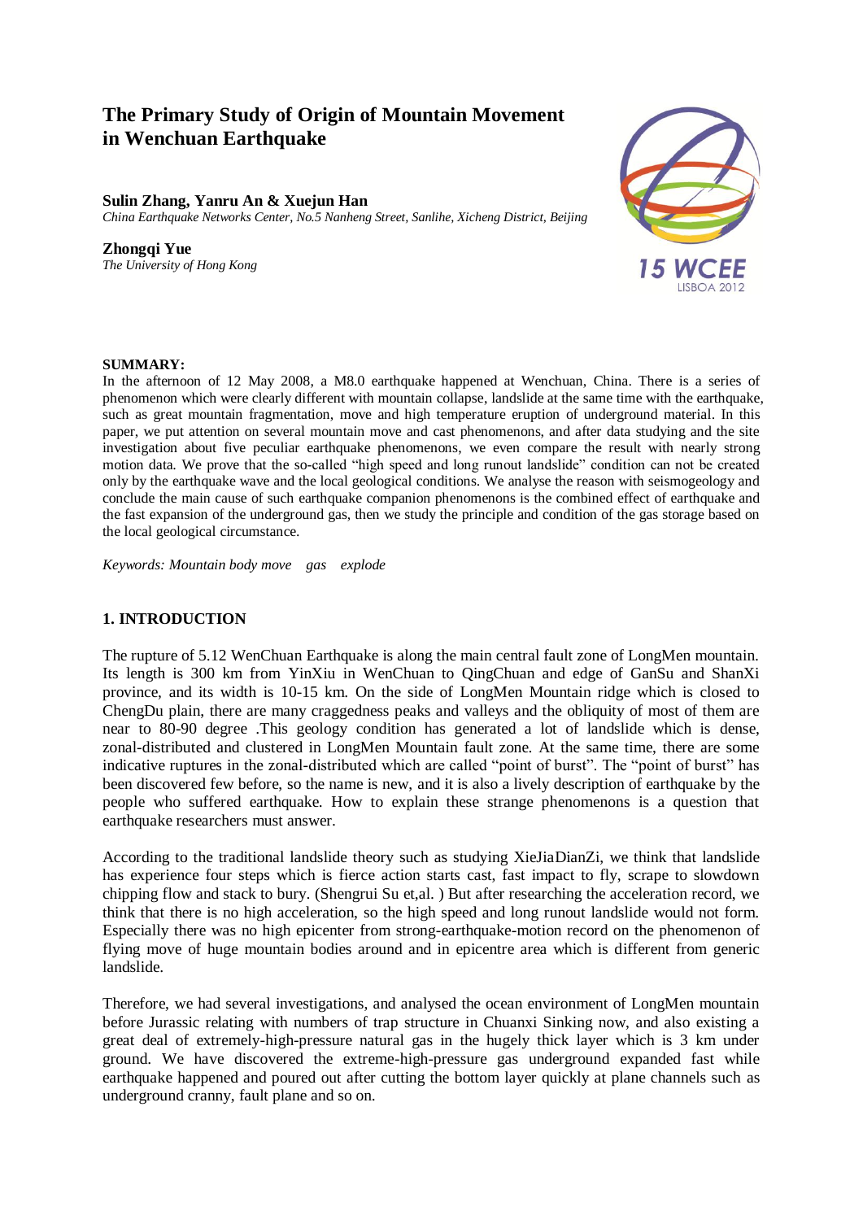# The Primary Study of Origin of Mountain Movement in Wenchuan Earthquake

**Sulin Zhang, Yanru An & Xuejun Han**
*China Earthquake Networks Center, No.5 Nanheng Street, Sanlihe, Xicheng District, Beijing*

**Zhongqi Yue**
*The University of Hong Kong*

**SUMMARY:**
In the afternoon of 12 May 2008, a M8.0 earthquake happened at Wenchuan, China. There is a series of phenomenon which were clearly different with mountain collapse, landslide at the same time with the earthquake, such as great mountain fragmentation, move and high temperature eruption of underground material. In this paper, we put attention on several mountain move and cast phenomenons, and after data studying and the site investigation about five peculiar earthquake phenomenons, we even compare the result with nearly strong motion data. We prove that the so-called "high speed and long runout landslide" condition can not be created only by the earthquake wave and the local geological conditions. We analyse the reason with seismogeology and conclude the main cause of such earthquake companion phenomenons is the combined effect of earthquake and the fast expansion of the underground gas, then we study the principle and condition of the gas storage based on the local geological circumstance.

*Keywords: Mountain body move gas explode*

## 1. INTRODUCTION

The rupture of 5.12 WenChuan Earthquake is along the main central fault zone of LongMen mountain. Its length is 300 km from YinXiu in WenChuan to QingChuan and edge of GanSu and ShanXi province, and its width is 10-15 km. On the side of LongMen Mountain ridge which is closed to ChengDu plain, there are many craggedness peaks and valleys and the obliquity of most of them are near to 80-90 degree .This geology condition has generated a lot of landslide which is dense, zonal-distributed and clustered in LongMen Mountain fault zone. At the same time, there are some indicative ruptures in the zonal-distributed which are called "point of burst". The "point of burst" has been discovered few before, so the name is new, and it is also a lively description of earthquake by the people who suffered earthquake. How to explain these strange phenomenons is a question that earthquake researchers must answer.

According to the traditional landslide theory such as studying XieJiaDianZi, we think that landslide has experience four steps which is fierce action starts cast, fast impact to fly, scrape to slowdown chipping flow and stack to bury. (Shengrui Su et,al. ) But after researching the acceleration record, we think that there is no high acceleration, so the high speed and long runout landslide would not form. Especially there was no high epicenter from strong-earthquake-motion record on the phenomenon of flying move of huge mountain bodies around and in epicentre area which is different from generic landslide.

Therefore, we had several investigations, and analysed the ocean environment of LongMen mountain before Jurassic relating with numbers of trap structure in Chuanxi Sinking now, and also existing a great deal of extremely-high-pressure natural gas in the hugely thick layer which is 3 km under ground. We have discovered the extreme-high-pressure gas underground expanded fast while earthquake happened and poured out after cutting the bottom layer quickly at plane channels such as underground cranny, fault plane and so on.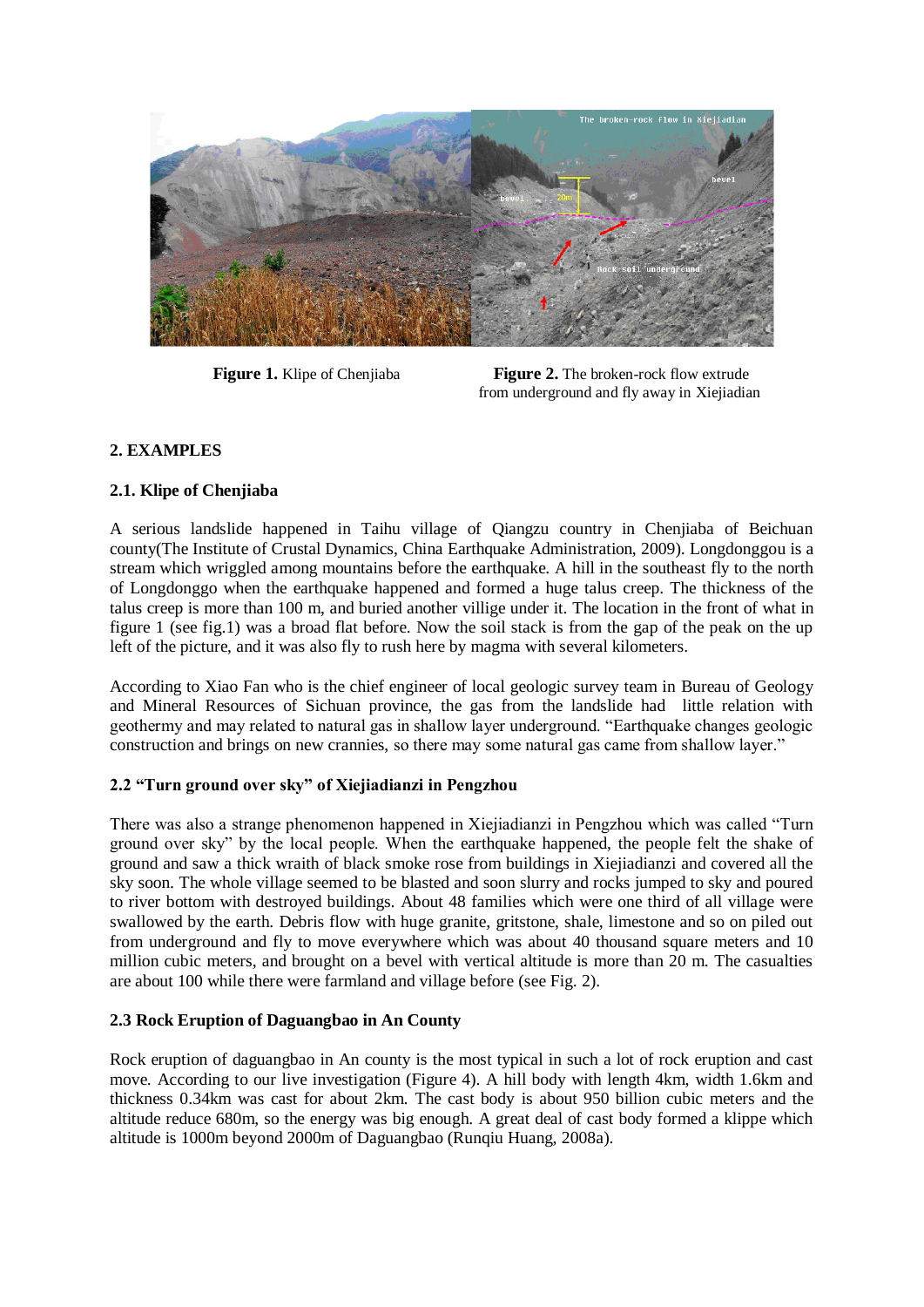**Figure 1.** Klipe of Chenjiaba

**Figure 2.** The broken-rock flow extrude from underground and fly away in Xiejiadian

## 2. EXAMPLES

### 2.1. Klipe of Chenjiaba

A serious landslide happened in Taihu village of Qiangzu country in Chenjiaba of Beichuan county(The Institute of Crustal Dynamics, China Earthquake Administration, 2009). Longdonggou is a stream which wriggled among mountains before the earthquake. A hill in the southeast fly to the north of Longdonggo when the earthquake happened and formed a huge talus creep. The thickness of the talus creep is more than 100 m, and buried another villige under it. The location in the front of what in figure 1 (see fig.1) was a broad flat before. Now the soil stack is from the gap of the peak on the up left of the picture, and it was also fly to rush here by magma with several kilometers.

According to Xiao Fan who is the chief engineer of local geologic survey team in Bureau of Geology and Mineral Resources of Sichuan province, the gas from the landslide had little relation with geothermy and may related to natural gas in shallow layer underground. "Earthquake changes geologic construction and brings on new crannies, so there may some natural gas came from shallow layer."

### 2.2 "Turn ground over sky" of Xiejiadianzi in Pengzhou

There was also a strange phenomenon happened in Xiejiadianzi in Pengzhou which was called "Turn ground over sky" by the local people. When the earthquake happened, the people felt the shake of ground and saw a thick wraith of black smoke rose from buildings in Xiejiadianzi and covered all the sky soon. The whole village seemed to be blasted and soon slurry and rocks jumped to sky and poured to river bottom with destroyed buildings. About 48 families which were one third of all village were swallowed by the earth. Debris flow with huge granite, gritstone, shale, limestone and so on piled out from underground and fly to move everywhere which was about 40 thousand square meters and 10 million cubic meters, and brought on a bevel with vertical altitude is more than 20 m. The casualties are about 100 while there were farmland and village before (see Fig. 2).

### 2.3 Rock Eruption of Daguangbao in An County

Rock eruption of daguangbao in An county is the most typical in such a lot of rock eruption and cast move. According to our live investigation (Figure 4). A hill body with length 4km, width 1.6km and thickness 0.34km was cast for about 2km. The cast body is about 950 billion cubic meters and the altitude reduce 680m, so the energy was big enough. A great deal of cast body formed a klippe which altitude is 1000m beyond 2000m of Daguangbao (Runqiu Huang, 2008a).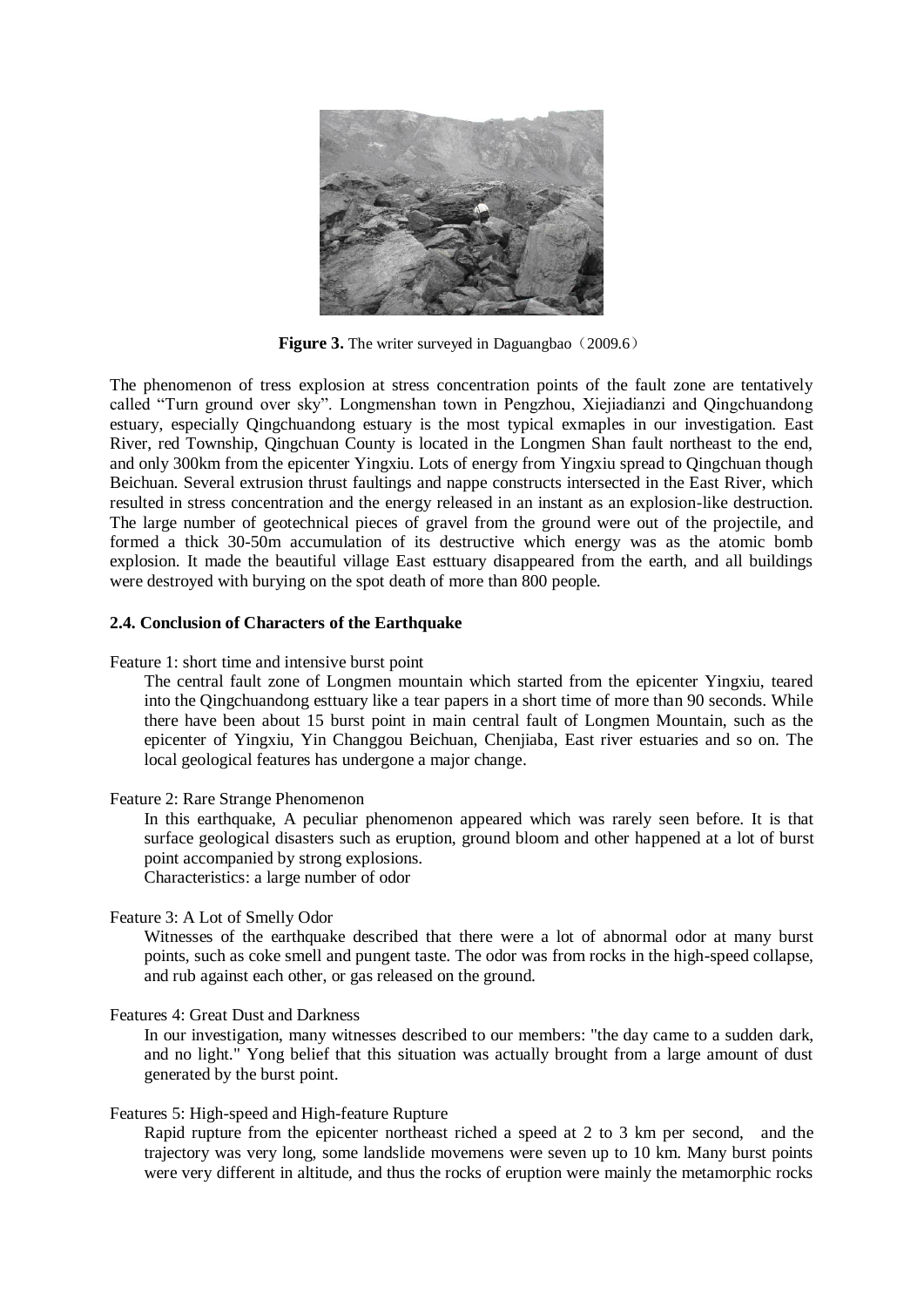**Figure 3.** The writer surveyed in Daguangbao（2009.6）

The phenomenon of tress explosion at stress concentration points of the fault zone are tentatively called “Turn ground over sky”. Longmenshan town in Pengzhou, Xiejiadianzi and Qingchuandong estuary, especially Qingchuandong estuary is the most typical exmaples in our investigation. East River, red Township, Qingchuan County is located in the Longmen Shan fault northeast to the end, and only 300km from the epicenter Yingxiu. Lots of energy from Yingxiu spread to Qingchuan though Beichuan. Several extrusion thrust faultings and nappe constructs intersected in the East River, which resulted in stress concentration and the energy released in an instant as an explosion-like destruction. The large number of geotechnical pieces of gravel from the ground were out of the projectile, and formed a thick 30-50m accumulation of its destructive which energy was as the atomic bomb explosion. It made the beautiful village East esttuary disappeared from the earth, and all buildings were destroyed with burying on the spot death of more than 800 people.

### 2.4. Conclusion of Characters of the Earthquake

Feature 1: short time and intensive burst point

The central fault zone of Longmen mountain which started from the epicenter Yingxiu, teared into the Qingchuandong esttuary like a tear papers in a short time of more than 90 seconds. While there have been about 15 burst point in main central fault of Longmen Mountain, such as the epicenter of Yingxiu, Yin Changgou Beichuan, Chenjiaba, East river estuaries and so on. The local geological features has undergone a major change.

Feature 2: Rare Strange Phenomenon

In this earthquake, A peculiar phenomenon appeared which was rarely seen before. It is that surface geological disasters such as eruption, ground bloom and other happened at a lot of burst point accompanied by strong explosions.
Characteristics: a large number of odor

Feature 3: A Lot of Smelly Odor

Witnesses of the earthquake described that there were a lot of abnormal odor at many burst points, such as coke smell and pungent taste. The odor was from rocks in the high-speed collapse, and rub against each other, or gas released on the ground.

Features 4: Great Dust and Darkness

In our investigation, many witnesses described to our members: "the day came to a sudden dark, and no light." Yong belief that this situation was actually brought from a large amount of dust generated by the burst point.

Features 5: High-speed and High-feature Rupture

Rapid rupture from the epicenter northeast riched a speed at 2 to 3 km per second, and the trajectory was very long, some landslide movemens were seven up to 10 km. Many burst points were very different in altitude, and thus the rocks of eruption were mainly the metamorphic rocks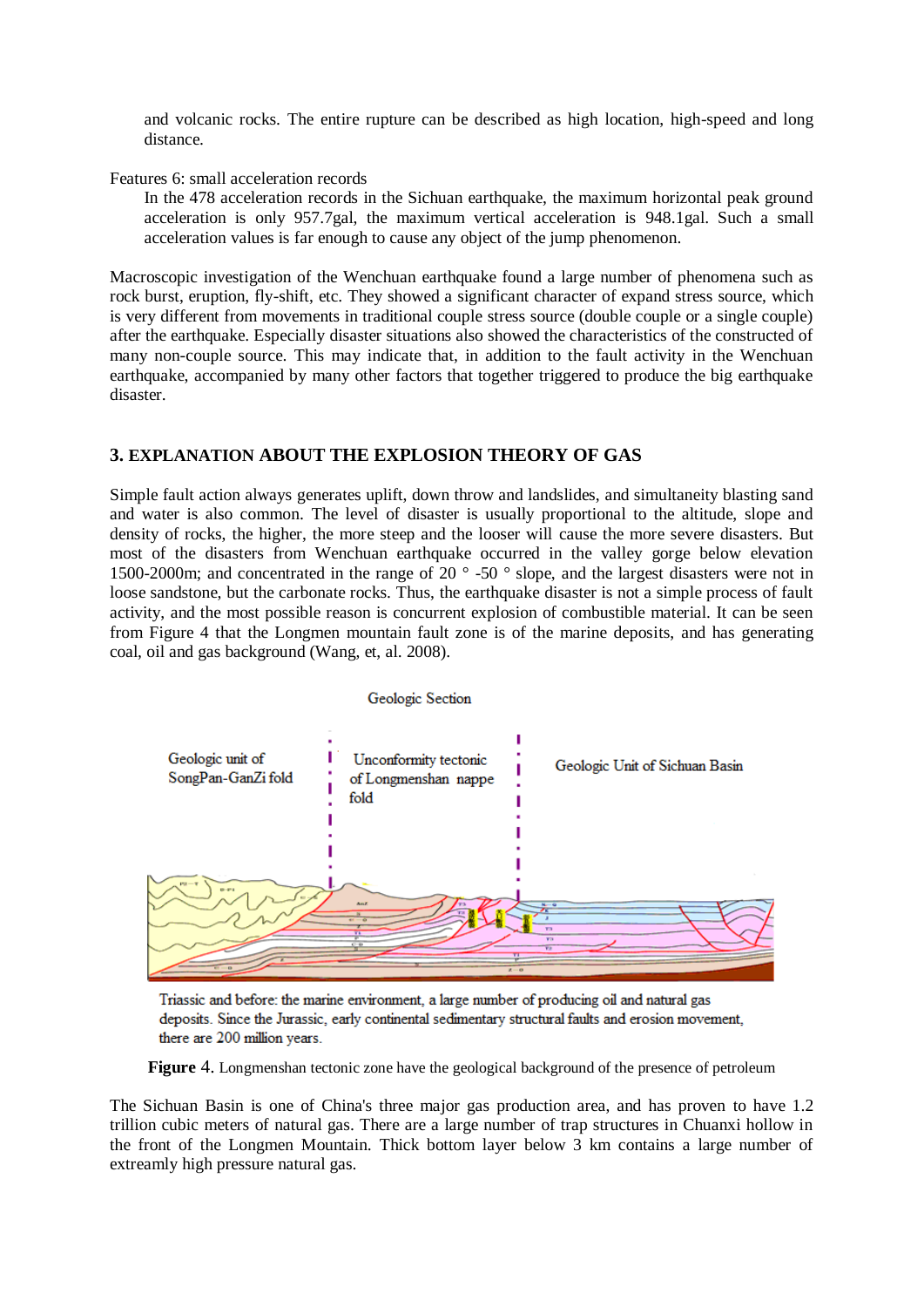and volcanic rocks. The entire rupture can be described as high location, high-speed and long distance.

Features 6: small acceleration records

In the 478 acceleration records in the Sichuan earthquake, the maximum horizontal peak ground acceleration is only 957.7gal, the maximum vertical acceleration is 948.1gal. Such a small acceleration values is far enough to cause any object of the jump phenomenon.

Macroscopic investigation of the Wenchuan earthquake found a large number of phenomena such as rock burst, eruption, fly-shift, etc. They showed a significant character of expand stress source, which is very different from movements in traditional couple stress source (double couple or a single couple) after the earthquake. Especially disaster situations also showed the characteristics of the constructed of many non-couple source. This may indicate that, in addition to the fault activity in the Wenchuan earthquake, accompanied by many other factors that together triggered to produce the big earthquake disaster.

## 3. EXPLANATION ABOUT THE EXPLOSION THEORY OF GAS

Simple fault action always generates uplift, down throw and landslides, and simultaneity blasting sand and water is also common. The level of disaster is usually proportional to the altitude, slope and density of rocks, the higher, the more steep and the looser will cause the more severe disasters. But most of the disasters from Wenchuan earthquake occurred in the valley gorge below elevation 1500-2000m; and concentrated in the range of 20 ° -50 ° slope, and the largest disasters were not in loose sandstone, but the carbonate rocks. Thus, the earthquake disaster is not a simple process of fault activity, and the most possible reason is concurrent explosion of combustible material. It can be seen from Figure 4 that the Longmen mountain fault zone is of the marine deposits, and has generating coal, oil and gas background (Wang, et, al. 2008).

Geologic Section

Geologic unit of SongPan-GanZi fold | Unconformity tectonic of Longmenshan nappe fold | Geologic Unit of Sichuan Basin

Triassic and before: the marine environment, a large number of producing oil and natural gas deposits. Since the Jurassic, early continental sedimentary structural faults and erosion movement, there are 200 million years.

**Figure** 4. Longmenshan tectonic zone have the geological background of the presence of petroleum

The Sichuan Basin is one of China's three major gas production area, and has proven to have 1.2 trillion cubic meters of natural gas. There are a large number of trap structures in Chuanxi hollow in the front of the Longmen Mountain. Thick bottom layer below 3 km contains a large number of extreamly high pressure natural gas.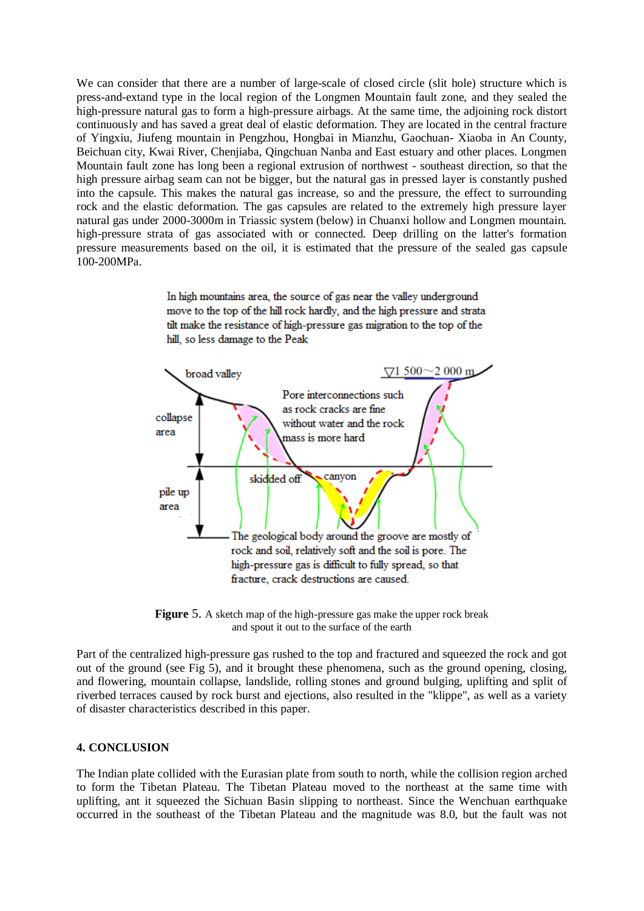We can consider that there are a number of large-scale of closed circle (slit hole) structure which is press-and-extand type in the local region of the Longmen Mountain fault zone, and they sealed the high-pressure natural gas to form a high-pressure airbags. At the same time, the adjoining rock distort continuously and has saved a great deal of elastic deformation. They are located in the central fracture of Yingxiu, Jiufeng mountain in Pengzhou, Hongbai in Mianzhu, Gaochuan- Xiaoba in An County, Beichuan city, Kwai River, Chenjiaba, Qingchuan Nanba and East estuary and other places. Longmen Mountain fault zone has long been a regional extrusion of northwest - southeast direction, so that the high pressure airbag seam can not be bigger, but the natural gas in pressed layer is constantly pushed into the capsule. This makes the natural gas increase, so and the pressure, the effect to surrounding rock and the elastic deformation. The gas capsules are related to the extremely high pressure layer natural gas under 2000-3000m in Triassic system (below) in Chuanxi hollow and Longmen mountain. high-pressure strata of gas associated with or connected. Deep drilling on the latter's formation pressure measurements based on the oil, it is estimated that the pressure of the sealed gas capsule 100-200MPa.

In high mountains area, the source of gas near the valley underground move to the top of the hill rock hardly, and the high pressure and strata tilt make the resistance of high-pressure gas migration to the top of the hill, so less damage to the Peak

broad valley

▽1 500～2 000 m

collapse area

pile up area

Pore interconnections such as rock cracks are fine without water and the rock mass is more hard

skidded off

canyon

The geological body around the groove are mostly of rock and soil, relatively soft and the soil is pore. The high-pressure gas is difficult to fully spread, so that fracture, crack destructions are caused.

**Figure** 5. A sketch map of the high-pressure gas make the upper rock break and spout it out to the surface of the earth

Part of the centralized high-pressure gas rushed to the top and fractured and squeezed the rock and got out of the ground (see Fig 5), and it brought these phenomena, such as the ground opening, closing, and flowering, mountain collapse, landslide, rolling stones and ground bulging, uplifting and split of riverbed terraces caused by rock burst and ejections, also resulted in the "klippe", as well as a variety of disaster characteristics described in this paper.

### 4. CONCLUSION

The Indian plate collided with the Eurasian plate from south to north, while the collision region arched to form the Tibetan Plateau. The Tibetan Plateau moved to the northeast at the same time with uplifting, ant it squeezed the Sichuan Basin slipping to northeast. Since the Wenchuan earthquake occurred in the southeast of the Tibetan Plateau and the magnitude was 8.0, but the fault was not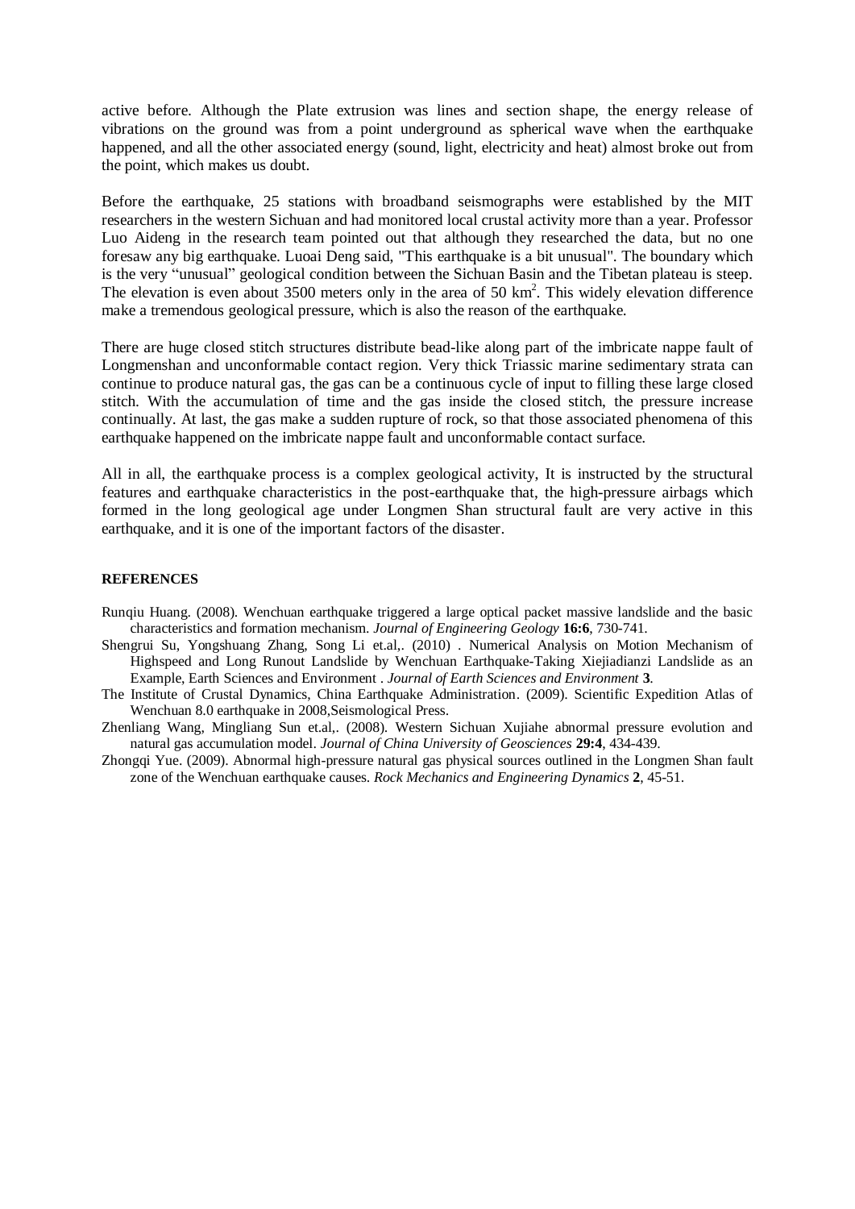active before. Although the Plate extrusion was lines and section shape, the energy release of vibrations on the ground was from a point underground as spherical wave when the earthquake happened, and all the other associated energy (sound, light, electricity and heat) almost broke out from the point, which makes us doubt.

Before the earthquake, 25 stations with broadband seismographs were established by the MIT researchers in the western Sichuan and had monitored local crustal activity more than a year. Professor Luo Aideng in the research team pointed out that although they researched the data, but no one foresaw any big earthquake. Luoai Deng said, "This earthquake is a bit unusual". The boundary which is the very "unusual" geological condition between the Sichuan Basin and the Tibetan plateau is steep. The elevation is even about 3500 meters only in the area of 50 $km^2$. This widely elevation difference make a tremendous geological pressure, which is also the reason of the earthquake.

There are huge closed stitch structures distribute bead-like along part of the imbricate nappe fault of Longmenshan and unconformable contact region. Very thick Triassic marine sedimentary strata can continue to produce natural gas, the gas can be a continuous cycle of input to filling these large closed stitch. With the accumulation of time and the gas inside the closed stitch, the pressure increase continually. At last, the gas make a sudden rupture of rock, so that those associated phenomena of this earthquake happened on the imbricate nappe fault and unconformable contact surface.

All in all, the earthquake process is a complex geological activity, It is instructed by the structural features and earthquake characteristics in the post-earthquake that, the high-pressure airbags which formed in the long geological age under Longmen Shan structural fault are very active in this earthquake, and it is one of the important factors of the disaster.

**REFERENCES**

Runqiu Huang. (2008). Wenchuan earthquake triggered a large optical packet massive landslide and the basic characteristics and formation mechanism. *Journal of Engineering Geology* **16:6**, 730-741.

Shengrui Su, Yongshuang Zhang, Song Li et.al,. (2010) . Numerical Analysis on Motion Mechanism of Highspeed and Long Runout Landslide by Wenchuan Earthquake-Taking Xiejiadianzi Landslide as an Example, Earth Sciences and Environment . *Journal of Earth Sciences and Environment* **3**.

The Institute of Crustal Dynamics, China Earthquake Administration. (2009). Scientific Expedition Atlas of Wenchuan 8.0 earthquake in 2008,Seismological Press.

Zhenliang Wang, Mingliang Sun et.al,. (2008). Western Sichuan Xujiahe abnormal pressure evolution and natural gas accumulation model. *Journal of China University of Geosciences* **29:4**, 434-439.

Zhongqi Yue. (2009). Abnormal high-pressure natural gas physical sources outlined in the Longmen Shan fault zone of the Wenchuan earthquake causes. *Rock Mechanics and Engineering Dynamics* **2**, 45-51.